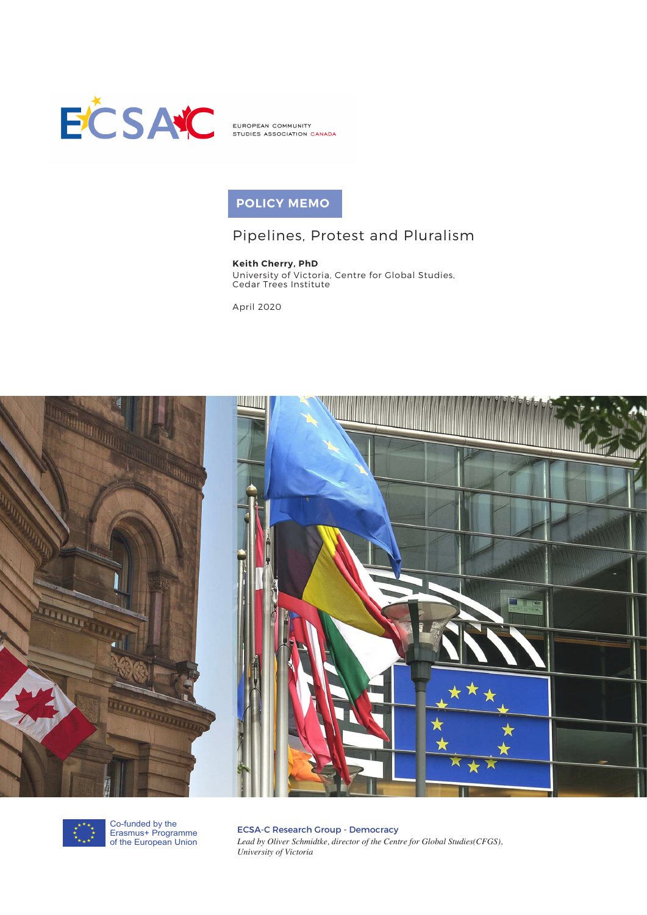EUROPEAN COMMUNITY STUDIES ASSOCIATION CANADA

**POLICY MEMO**

# Pipelines, Protest and Pluralism

**Keith Cherry, PhD**
University of Victoria, Centre for Global Studies, Cedar Trees Institute

April 2020

Co-funded by the Erasmus+ Programme of the European Union

ECSA-C Research Group - Democracy
*Lead by Oliver Schmidtke, director of the Centre for Global Studies(CFGS), University of Victoria*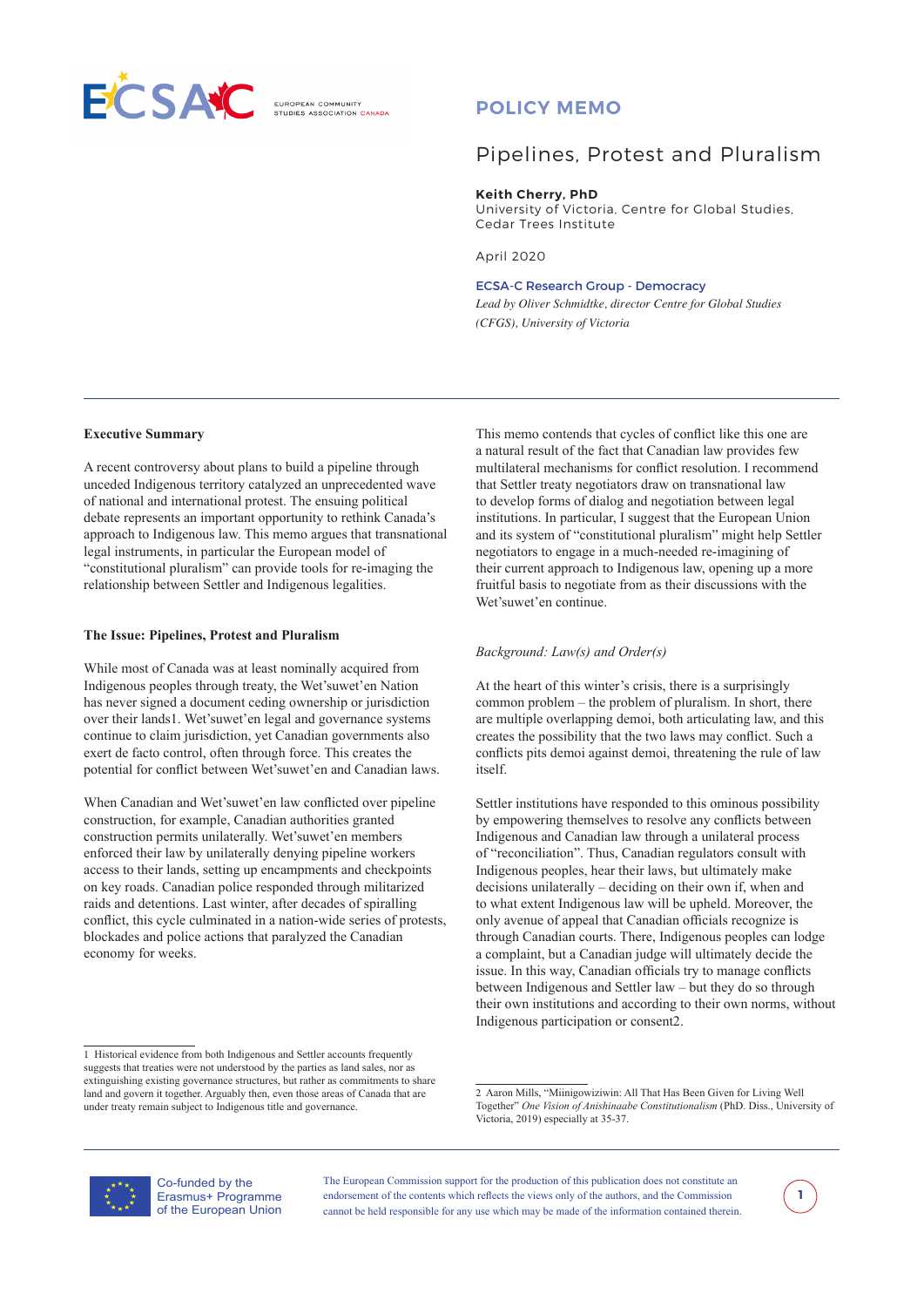POLICY MEMO

# Pipelines, Protest and Pluralism

**Keith Cherry, PhD**
University of Victoria, Centre for Global Studies, Cedar Trees Institute

April 2020

ECSA-C Research Group - Democracy
*Lead by Oliver Schmidtke, director Centre for Global Studies (CFGS), University of Victoria*

**Executive Summary**

A recent controversy about plans to build a pipeline through unceded Indigenous territory catalyzed an unprecedented wave of national and international protest. The ensuing political debate represents an important opportunity to rethink Canada's approach to Indigenous law. This memo argues that transnational legal instruments, in particular the European model of "constitutional pluralism" can provide tools for re-imaging the relationship between Settler and Indigenous legalities.

**The Issue: Pipelines, Protest and Pluralism**

While most of Canada was at least nominally acquired from Indigenous peoples through treaty, the Wet'suwet'en Nation has never signed a document ceding ownership or jurisdiction over their lands[1]. Wet'suwet'en legal and governance systems continue to claim jurisdiction, yet Canadian governments also exert de facto control, often through force. This creates the potential for conflict between Wet'suwet'en and Canadian laws.

When Canadian and Wet'suwet'en law conflicted over pipeline construction, for example, Canadian authorities granted construction permits unilaterally. Wet'suwet'en members enforced their law by unilaterally denying pipeline workers access to their lands, setting up encampments and checkpoints on key roads. Canadian police responded through militarized raids and detentions. Last winter, after decades of spiralling conflict, this cycle culminated in a nation-wide series of protests, blockades and police actions that paralyzed the Canadian economy for weeks.

This memo contends that cycles of conflict like this one are a natural result of the fact that Canadian law provides few multilateral mechanisms for conflict resolution. I recommend that Settler treaty negotiators draw on transnational law to develop forms of dialog and negotiation between legal institutions. In particular, I suggest that the European Union and its system of "constitutional pluralism" might help Settler negotiators to engage in a much-needed re-imagining of their current approach to Indigenous law, opening up a more fruitful basis to negotiate from as their discussions with the Wet'suwet'en continue.

*Background: Law(s) and Order(s)*

At the heart of this winter's crisis, there is a surprisingly common problem – the problem of pluralism. In short, there are multiple overlapping demoi, both articulating law, and this creates the possibility that the two laws may conflict. Such a conflicts pits demoi against demoi, threatening the rule of law itself.

Settler institutions have responded to this ominous possibility by empowering themselves to resolve any conflicts between Indigenous and Canadian law through a unilateral process of "reconciliation". Thus, Canadian regulators consult with Indigenous peoples, hear their laws, but ultimately make decisions unilaterally – deciding on their own if, when and to what extent Indigenous law will be upheld. Moreover, the only avenue of appeal that Canadian officials recognize is through Canadian courts. There, Indigenous peoples can lodge a complaint, but a Canadian judge will ultimately decide the issue. In this way, Canadian officials try to manage conflicts between Indigenous and Settler law – but they do so through their own institutions and according to their own norms, without Indigenous participation or consent[2].

[1] Historical evidence from both Indigenous and Settler accounts frequently suggests that treaties were not understood by the parties as land sales, nor as extinguishing existing governance structures, but rather as commitments to share land and govern it together. Arguably then, even those areas of Canada that are under treaty remain subject to Indigenous title and governance.

[2] Aaron Mills, "Miinigowiziwin: All That Has Been Given for Living Well Together" *One Vision of Anishinaabe Constitutionalism* (PhD. Diss., University of Victoria, 2019) especially at 35-37.

Co-funded by the Erasmus+ Programme of the European Union

The European Commission support for the production of this publication does not constitute an endorsement of the contents which reflects the views only of the authors, and the Commission cannot be held responsible for any use which may be made of the information contained therein.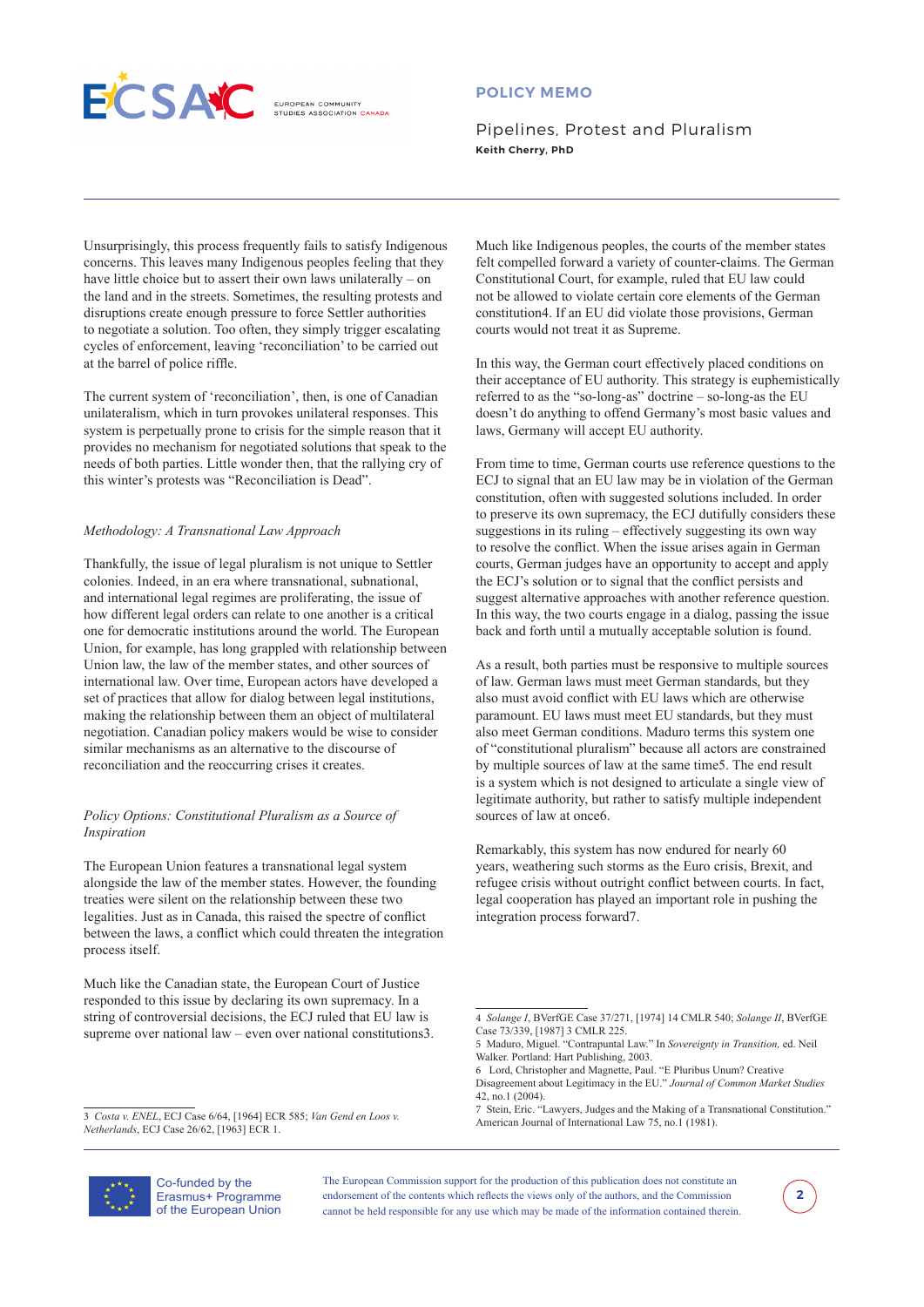Unsurprisingly, this process frequently fails to satisfy Indigenous concerns. This leaves many Indigenous peoples feeling that they have little choice but to assert their own laws unilaterally – on the land and in the streets. Sometimes, the resulting protests and disruptions create enough pressure to force Settler authorities to negotiate a solution. Too often, they simply trigger escalating cycles of enforcement, leaving 'reconciliation' to be carried out at the barrel of police riffle.

The current system of 'reconciliation', then, is one of Canadian unilateralism, which in turn provokes unilateral responses. This system is perpetually prone to crisis for the simple reason that it provides no mechanism for negotiated solutions that speak to the needs of both parties. Little wonder then, that the rallying cry of this winter's protests was "Reconciliation is Dead".

*Methodology: A Transnational Law Approach*

Thankfully, the issue of legal pluralism is not unique to Settler colonies. Indeed, in an era where transnational, subnational, and international legal regimes are proliferating, the issue of how different legal orders can relate to one another is a critical one for democratic institutions around the world. The European Union, for example, has long grappled with relationship between Union law, the law of the member states, and other sources of international law. Over time, European actors have developed a set of practices that allow for dialog between legal institutions, making the relationship between them an object of multilateral negotiation. Canadian policy makers would be wise to consider similar mechanisms as an alternative to the discourse of reconciliation and the reoccurring crises it creates.

*Policy Options: Constitutional Pluralism as a Source of Inspiration*

The European Union features a transnational legal system alongside the law of the member states. However, the founding treaties were silent on the relationship between these two legalities. Just as in Canada, this raised the spectre of conflict between the laws, a conflict which could threaten the integration process itself.

Much like the Canadian state, the European Court of Justice responded to this issue by declaring its own supremacy. In a string of controversial decisions, the ECJ ruled that EU law is supreme over national law – even over national constitutions[3].

Much like Indigenous peoples, the courts of the member states felt compelled forward a variety of counter-claims. The German Constitutional Court, for example, ruled that EU law could not be allowed to violate certain core elements of the German constitution[4]. If an EU did violate those provisions, German courts would not treat it as Supreme.

In this way, the German court effectively placed conditions on their acceptance of EU authority. This strategy is euphemistically referred to as the "so-long-as" doctrine – so-long-as the EU doesn't do anything to offend Germany's most basic values and laws, Germany will accept EU authority.

From time to time, German courts use reference questions to the ECJ to signal that an EU law may be in violation of the German constitution, often with suggested solutions included. In order to preserve its own supremacy, the ECJ dutifully considers these suggestions in its ruling – effectively suggesting its own way to resolve the conflict. When the issue arises again in German courts, German judges have an opportunity to accept and apply the ECJ's solution or to signal that the conflict persists and suggest alternative approaches with another reference question. In this way, the two courts engage in a dialog, passing the issue back and forth until a mutually acceptable solution is found.

As a result, both parties must be responsive to multiple sources of law. German laws must meet German standards, but they also must avoid conflict with EU laws which are otherwise paramount. EU laws must meet EU standards, but they must also meet German conditions. Maduro terms this system one of "constitutional pluralism" because all actors are constrained by multiple sources of law at the same time[5]. The end result is a system which is not designed to articulate a single view of legitimate authority, but rather to satisfy multiple independent sources of law at once[6].

Remarkably, this system has now endured for nearly 60 years, weathering such storms as the Euro crisis, Brexit, and refugee crisis without outright conflict between courts. In fact, legal cooperation has played an important role in pushing the integration process forward[7].

3 *Costa v. ENEL*, ECJ Case 6/64, [1964] ECR 585; *Van Gend en Loos v. Netherlands*, ECJ Case 26/62, [1963] ECR 1.

4 *Solange I*, BVerfGE Case 37/271, [1974] 14 CMLR 540; *Solange II*, BVerfGE Case 73/339, [1987] 3 CMLR 225.

5 Maduro, Miguel. "Contrapuntal Law." In *Sovereignty in Transition,* ed. Neil Walker. Portland: Hart Publishing, 2003.

6 Lord, Christopher and Magnette, Paul. "E Pluribus Unum? Creative Disagreement about Legitimacy in the EU." *Journal of Common Market Studies* 42, no.1 (2004).

7 Stein, Eric. "Lawyers, Judges and the Making of a Transnational Constitution." American Journal of International Law 75, no.1 (1981).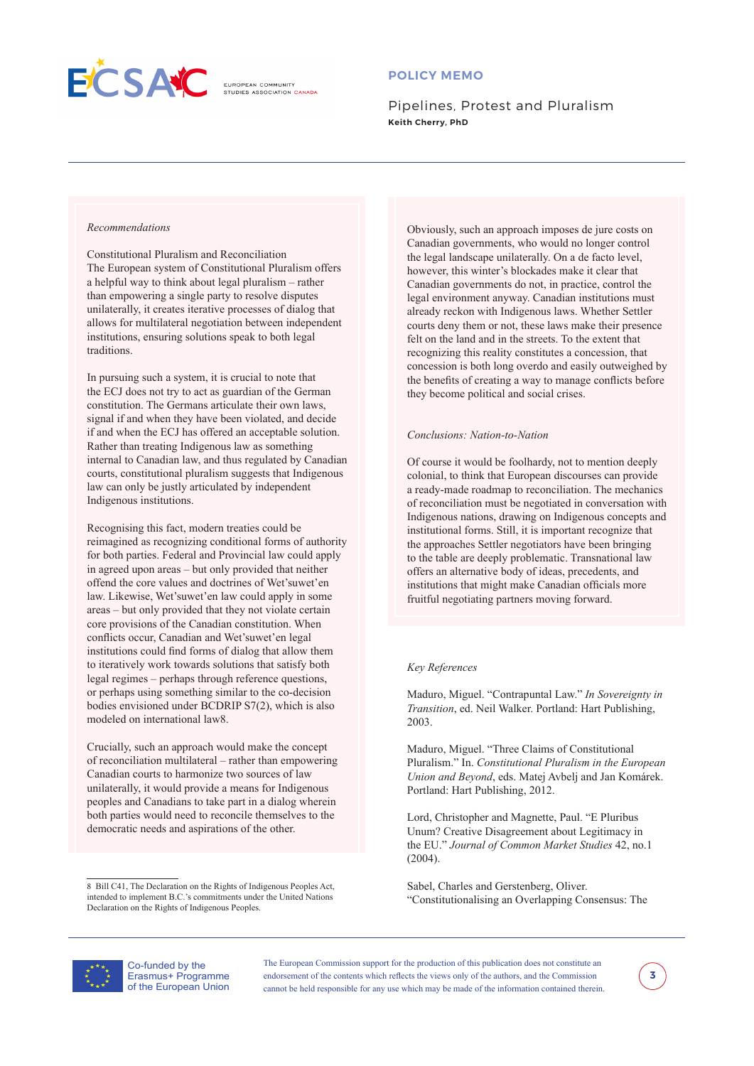*Recommendations*

Constitutional Pluralism and Reconciliation
The European system of Constitutional Pluralism offers a helpful way to think about legal pluralism – rather than empowering a single party to resolve disputes unilaterally, it creates iterative processes of dialog that allows for multilateral negotiation between independent institutions, ensuring solutions speak to both legal traditions.

In pursuing such a system, it is crucial to note that the ECJ does not try to act as guardian of the German constitution. The Germans articulate their own laws, signal if and when they have been violated, and decide if and when the ECJ has offered an acceptable solution. Rather than treating Indigenous law as something internal to Canadian law, and thus regulated by Canadian courts, constitutional pluralism suggests that Indigenous law can only be justly articulated by independent Indigenous institutions.

Recognising this fact, modern treaties could be reimagined as recognizing conditional forms of authority for both parties. Federal and Provincial law could apply in agreed upon areas – but only provided that neither offend the core values and doctrines of Wet'suwet'en law. Likewise, Wet'suwet'en law could apply in some areas – but only provided that they not violate certain core provisions of the Canadian constitution. When conflicts occur, Canadian and Wet'suwet'en legal institutions could find forms of dialog that allow them to iteratively work towards solutions that satisfy both legal regimes – perhaps through reference questions, or perhaps using something similar to the co-decision bodies envisioned under BCDRIP S7(2), which is also modeled on international law[8].

Crucially, such an approach would make the concept of reconciliation multilateral – rather than empowering Canadian courts to harmonize two sources of law unilaterally, it would provide a means for Indigenous peoples and Canadians to take part in a dialog wherein both parties would need to reconcile themselves to the democratic needs and aspirations of the other.

Obviously, such an approach imposes de jure costs on Canadian governments, who would no longer control the legal landscape unilaterally. On a de facto level, however, this winter's blockades make it clear that Canadian governments do not, in practice, control the legal environment anyway. Canadian institutions must already reckon with Indigenous laws. Whether Settler courts deny them or not, these laws make their presence felt on the land and in the streets. To the extent that recognizing this reality constitutes a concession, that concession is both long overdo and easily outweighed by the benefits of creating a way to manage conflicts before they become political and social crises.

*Conclusions: Nation-to-Nation*

Of course it would be foolhardy, not to mention deeply colonial, to think that European discourses can provide a ready-made roadmap to reconciliation. The mechanics of reconciliation must be negotiated in conversation with Indigenous nations, drawing on Indigenous concepts and institutional forms. Still, it is important recognize that the approaches Settler negotiators have been bringing to the table are deeply problematic. Transnational law offers an alternative body of ideas, precedents, and institutions that might make Canadian officials more fruitful negotiating partners moving forward.

*Key References*

Maduro, Miguel. "Contrapuntal Law." *In Sovereignty in Transition*, ed. Neil Walker. Portland: Hart Publishing, 2003.

Maduro, Miguel. "Three Claims of Constitutional Pluralism." In. *Constitutional Pluralism in the European Union and Beyond*, eds. Matej Avbelj and Jan Komárek. Portland: Hart Publishing, 2012.

Lord, Christopher and Magnette, Paul. "E Pluribus Unum? Creative Disagreement about Legitimacy in the EU." *Journal of Common Market Studies* 42, no.1 (2004).

Sabel, Charles and Gerstenberg, Oliver. "Constitutionalising an Overlapping Consensus: The

8 Bill C41, The Declaration on the Rights of Indigenous Peoples Act, intended to implement B.C.'s commitments under the United Nations Declaration on the Rights of Indigenous Peoples.

Co-funded by the Erasmus+ Programme of the European Union

The European Commission support for the production of this publication does not constitute an endorsement of the contents which reflects the views only of the authors, and the Commission cannot be held responsible for any use which may be made of the information contained therein.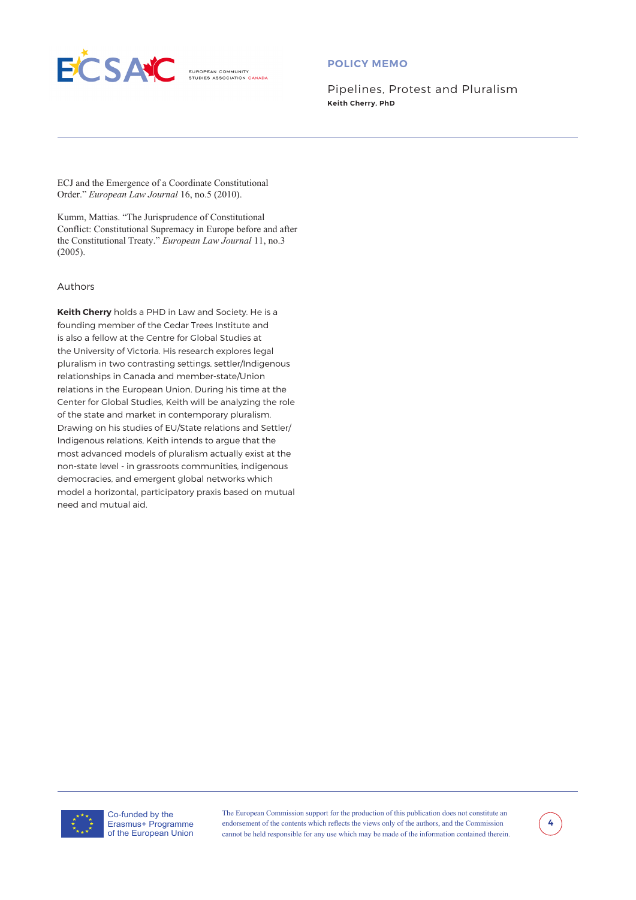ECJ and the Emergence of a Coordinate Constitutional Order." *European Law Journal* 16, no.5 (2010).

Kumm, Mattias. "The Jurisprudence of Constitutional Conflict: Constitutional Supremacy in Europe before and after the Constitutional Treaty." *European Law Journal* 11, no.3 (2005).

## Authors

**Keith Cherry** holds a PHD in Law and Society. He is a founding member of the Cedar Trees Institute and is also a fellow at the Centre for Global Studies at the University of Victoria. His research explores legal pluralism in two contrasting settings, settler/Indigenous relationships in Canada and member-state/Union relations in the European Union. During his time at the Center for Global Studies, Keith will be analyzing the role of the state and market in contemporary pluralism. Drawing on his studies of EU/State relations and Settler/Indigenous relations, Keith intends to argue that the most advanced models of pluralism actually exist at the non-state level - in grassroots communities, indigenous democracies, and emergent global networks which model a horizontal, participatory praxis based on mutual need and mutual aid.